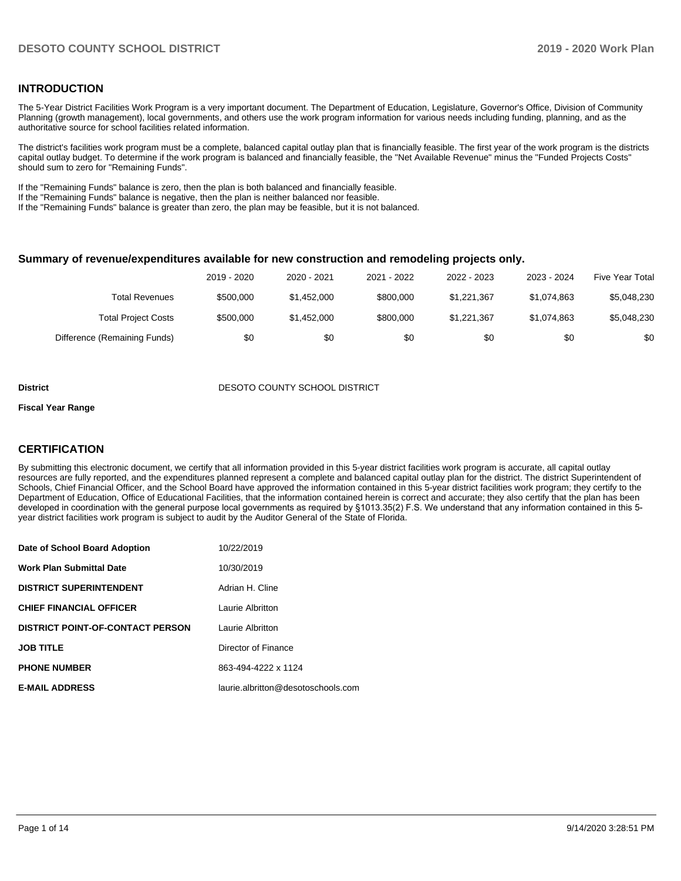## INTRODUCTION

The 5-Year District Facilities Work Program is a very important document. The Department of Education, Legislature, Governor's Office, Division of Community Planning (growth management), local governments, and others use the work program information for various needs including funding, planning, and as the authoritative source for school facilities related information.

The district's facilities work program must be a complete, balanced capital outlay plan that is financially feasible. The first year of the work program is the districts capital outlay budget. To determine if the work program is balanced and financially feasible, the "Net Available Revenue" minus the "Funded Projects Costs" should sum to zero for "Remaining Funds".

If the "Remaining Funds" balance is zero, then the plan is both balanced and financially feasible.
If the "Remaining Funds" balance is negative, then the plan is neither balanced nor feasible.
If the "Remaining Funds" balance is greater than zero, the plan may be feasible, but it is not balanced.

### Summary of revenue/expenditures available for new construction and remodeling projects only.

| | 2019 - 2020 | 2020 - 2021 | 2021 - 2022 | 2022 - 2023 | 2023 - 2024 | Five Year Total |
|---|---|---|---|---|---|---|
| Total Revenues | $500,000 | $1,452,000 | $800,000 | $1,221,367 | $1,074,863 | $5,048,230 |
| Total Project Costs | $500,000 | $1,452,000 | $800,000 | $1,221,367 | $1,074,863 | $5,048,230 |
| Difference (Remaining Funds) | $0 | $0 | $0 | $0 | $0 | $0 |

**District** DESOTO COUNTY SCHOOL DISTRICT

**Fiscal Year Range**

## CERTIFICATION

By submitting this electronic document, we certify that all information provided in this 5-year district facilities work program is accurate, all capital outlay resources are fully reported, and the expenditures planned represent a complete and balanced capital outlay plan for the district. The district Superintendent of Schools, Chief Financial Officer, and the School Board have approved the information contained in this 5-year district facilities work program; they certify to the Department of Education, Office of Educational Facilities, that the information contained herein is correct and accurate; they also certify that the plan has been developed in coordination with the general purpose local governments as required by §1013.35(2) F.S. We understand that any information contained in this 5-year district facilities work program is subject to audit by the Auditor General of the State of Florida.

| | |
|---|---|
| **Date of School Board Adoption** | 10/22/2019 |
| **Work Plan Submittal Date** | 10/30/2019 |
| **DISTRICT SUPERINTENDENT** | Adrian H. Cline |
| **CHIEF FINANCIAL OFFICER** | Laurie Albritton |
| **DISTRICT POINT-OF-CONTACT PERSON** | Laurie Albritton |
| **JOB TITLE** | Director of Finance |
| **PHONE NUMBER** | 863-494-4222 x 1124 |
| **E-MAIL ADDRESS** | laurie.albritton@desotoschools.com |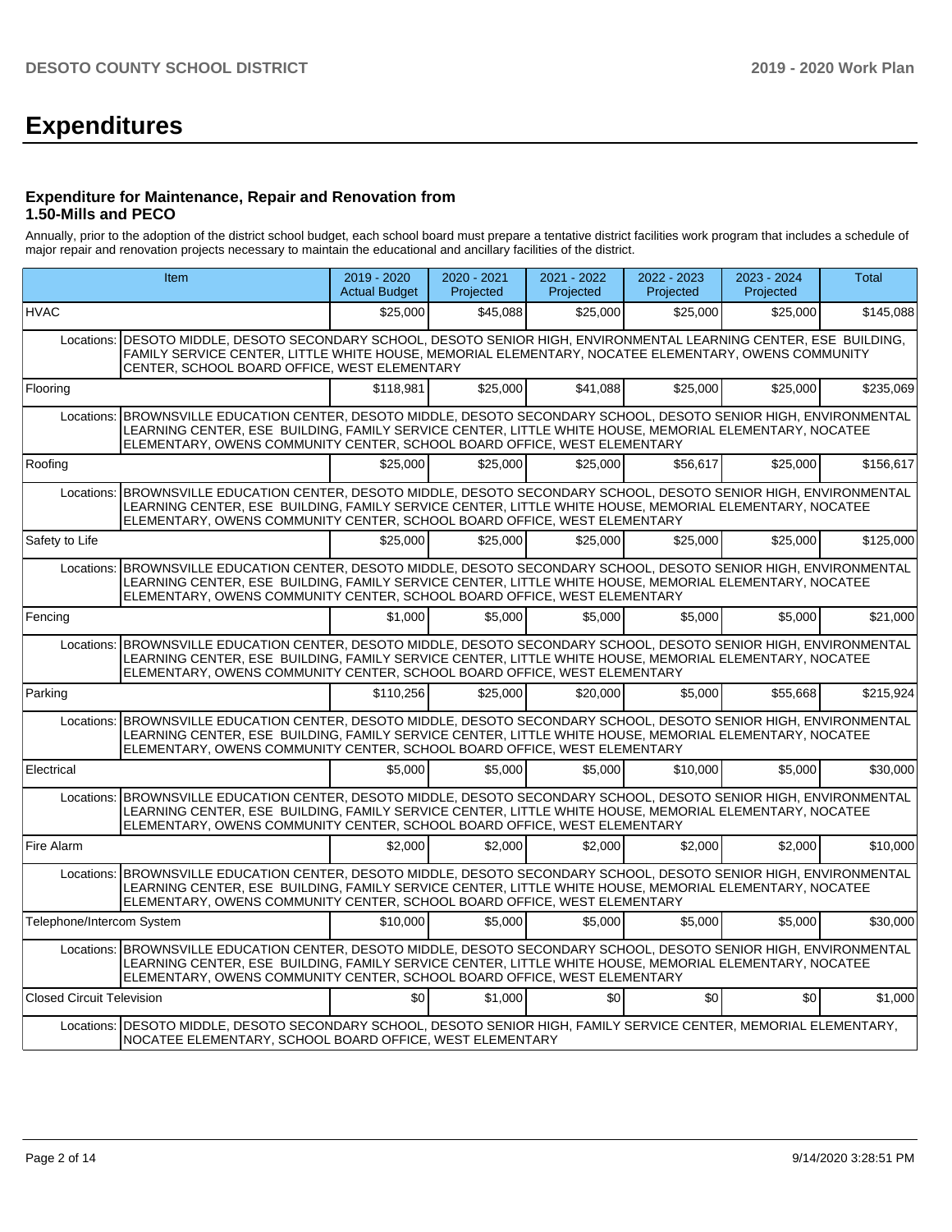# Expenditures

### Expenditure for Maintenance, Repair and Renovation from 1.50-Mills and PECO

Annually, prior to the adoption of the district school budget, each school board must prepare a tentative district facilities work program that includes a schedule of major repair and renovation projects necessary to maintain the educational and ancillary facilities of the district.

| Item | | 2019 - 2020 Actual Budget | 2020 - 2021 Projected | 2021 - 2022 Projected | 2022 - 2023 Projected | 2023 - 2024 Projected | Total |
|---|---|---|---|---|---|---|---|
| HVAC | | $25,000 | $45,088 | $25,000 | $25,000 | $25,000 | $145,088 |
| Locations: | DESOTO MIDDLE, DESOTO SECONDARY SCHOOL, DESOTO SENIOR HIGH, ENVIRONMENTAL LEARNING CENTER, ESE BUILDING, FAMILY SERVICE CENTER, LITTLE WHITE HOUSE, MEMORIAL ELEMENTARY, NOCATEE ELEMENTARY, OWENS COMMUNITY CENTER, SCHOOL BOARD OFFICE, WEST ELEMENTARY | | | | | | |
| Flooring | | $118,981 | $25,000 | $41,088 | $25,000 | $25,000 | $235,069 |
| Locations: | BROWNSVILLE EDUCATION CENTER, DESOTO MIDDLE, DESOTO SECONDARY SCHOOL, DESOTO SENIOR HIGH, ENVIRONMENTAL LEARNING CENTER, ESE BUILDING, FAMILY SERVICE CENTER, LITTLE WHITE HOUSE, MEMORIAL ELEMENTARY, NOCATEE ELEMENTARY, OWENS COMMUNITY CENTER, SCHOOL BOARD OFFICE, WEST ELEMENTARY | | | | | | |
| Roofing | | $25,000 | $25,000 | $25,000 | $56,617 | $25,000 | $156,617 |
| Locations: | BROWNSVILLE EDUCATION CENTER, DESOTO MIDDLE, DESOTO SECONDARY SCHOOL, DESOTO SENIOR HIGH, ENVIRONMENTAL LEARNING CENTER, ESE BUILDING, FAMILY SERVICE CENTER, LITTLE WHITE HOUSE, MEMORIAL ELEMENTARY, NOCATEE ELEMENTARY, OWENS COMMUNITY CENTER, SCHOOL BOARD OFFICE, WEST ELEMENTARY | | | | | | |
| Safety to Life | | $25,000 | $25,000 | $25,000 | $25,000 | $25,000 | $125,000 |
| Locations: | BROWNSVILLE EDUCATION CENTER, DESOTO MIDDLE, DESOTO SECONDARY SCHOOL, DESOTO SENIOR HIGH, ENVIRONMENTAL LEARNING CENTER, ESE BUILDING, FAMILY SERVICE CENTER, LITTLE WHITE HOUSE, MEMORIAL ELEMENTARY, NOCATEE ELEMENTARY, OWENS COMMUNITY CENTER, SCHOOL BOARD OFFICE, WEST ELEMENTARY | | | | | | |
| Fencing | | $1,000 | $5,000 | $5,000 | $5,000 | $5,000 | $21,000 |
| Locations: | BROWNSVILLE EDUCATION CENTER, DESOTO MIDDLE, DESOTO SECONDARY SCHOOL, DESOTO SENIOR HIGH, ENVIRONMENTAL LEARNING CENTER, ESE BUILDING, FAMILY SERVICE CENTER, LITTLE WHITE HOUSE, MEMORIAL ELEMENTARY, NOCATEE ELEMENTARY, OWENS COMMUNITY CENTER, SCHOOL BOARD OFFICE, WEST ELEMENTARY | | | | | | |
| Parking | | $110,256 | $25,000 | $20,000 | $5,000 | $55,668 | $215,924 |
| Locations: | BROWNSVILLE EDUCATION CENTER, DESOTO MIDDLE, DESOTO SECONDARY SCHOOL, DESOTO SENIOR HIGH, ENVIRONMENTAL LEARNING CENTER, ESE BUILDING, FAMILY SERVICE CENTER, LITTLE WHITE HOUSE, MEMORIAL ELEMENTARY, NOCATEE ELEMENTARY, OWENS COMMUNITY CENTER, SCHOOL BOARD OFFICE, WEST ELEMENTARY | | | | | | |
| Electrical | | $5,000 | $5,000 | $5,000 | $10,000 | $5,000 | $30,000 |
| Locations: | BROWNSVILLE EDUCATION CENTER, DESOTO MIDDLE, DESOTO SECONDARY SCHOOL, DESOTO SENIOR HIGH, ENVIRONMENTAL LEARNING CENTER, ESE BUILDING, FAMILY SERVICE CENTER, LITTLE WHITE HOUSE, MEMORIAL ELEMENTARY, NOCATEE ELEMENTARY, OWENS COMMUNITY CENTER, SCHOOL BOARD OFFICE, WEST ELEMENTARY | | | | | | |
| Fire Alarm | | $2,000 | $2,000 | $2,000 | $2,000 | $2,000 | $10,000 |
| Locations: | BROWNSVILLE EDUCATION CENTER, DESOTO MIDDLE, DESOTO SECONDARY SCHOOL, DESOTO SENIOR HIGH, ENVIRONMENTAL LEARNING CENTER, ESE BUILDING, FAMILY SERVICE CENTER, LITTLE WHITE HOUSE, MEMORIAL ELEMENTARY, NOCATEE ELEMENTARY, OWENS COMMUNITY CENTER, SCHOOL BOARD OFFICE, WEST ELEMENTARY | | | | | | |
| Telephone/Intercom System | | $10,000 | $5,000 | $5,000 | $5,000 | $5,000 | $30,000 |
| Locations: | BROWNSVILLE EDUCATION CENTER, DESOTO MIDDLE, DESOTO SECONDARY SCHOOL, DESOTO SENIOR HIGH, ENVIRONMENTAL LEARNING CENTER, ESE BUILDING, FAMILY SERVICE CENTER, LITTLE WHITE HOUSE, MEMORIAL ELEMENTARY, NOCATEE ELEMENTARY, OWENS COMMUNITY CENTER, SCHOOL BOARD OFFICE, WEST ELEMENTARY | | | | | | |
| Closed Circuit Television | | $0 | $1,000 | $0 | $0 | $0 | $1,000 |
| Locations: | DESOTO MIDDLE, DESOTO SECONDARY SCHOOL, DESOTO SENIOR HIGH, FAMILY SERVICE CENTER, MEMORIAL ELEMENTARY, NOCATEE ELEMENTARY, SCHOOL BOARD OFFICE, WEST ELEMENTARY | | | | | | |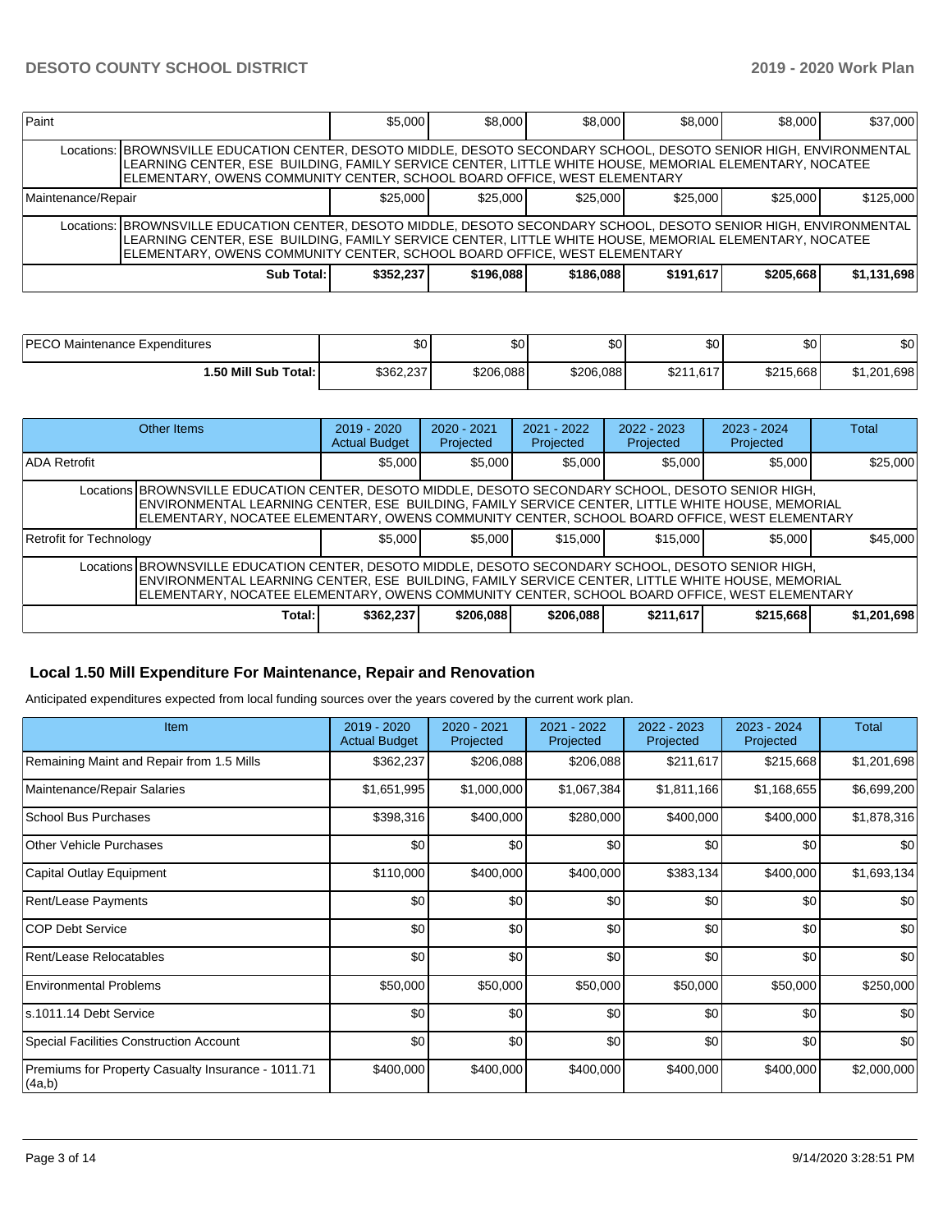| | | | | | | |
|---|---|---|---|---|---|---|
| Paint | $5,000 | $8,000 | $8,000 | $8,000 | $8,000 | $37,000 |
| Locations: BROWNSVILLE EDUCATION CENTER, DESOTO MIDDLE, DESOTO SECONDARY SCHOOL, DESOTO SENIOR HIGH, ENVIRONMENTAL LEARNING CENTER, ESE BUILDING, FAMILY SERVICE CENTER, LITTLE WHITE HOUSE, MEMORIAL ELEMENTARY, NOCATEE ELEMENTARY, OWENS COMMUNITY CENTER, SCHOOL BOARD OFFICE, WEST ELEMENTARY | | | | | | |
| Maintenance/Repair | $25,000 | $25,000 | $25,000 | $25,000 | $25,000 | $125,000 |
| Locations: BROWNSVILLE EDUCATION CENTER, DESOTO MIDDLE, DESOTO SECONDARY SCHOOL, DESOTO SENIOR HIGH, ENVIRONMENTAL LEARNING CENTER, ESE BUILDING, FAMILY SERVICE CENTER, LITTLE WHITE HOUSE, MEMORIAL ELEMENTARY, NOCATEE ELEMENTARY, OWENS COMMUNITY CENTER, SCHOOL BOARD OFFICE, WEST ELEMENTARY | | | | | | |
| **Sub Total:** | **$352,237** | **$196,088** | **$186,088** | **$191,617** | **$205,668** | **$1,131,698** |

| | | | | | | |
|---|---|---|---|---|---|---|
| PECO Maintenance Expenditures | $0 | $0 | $0 | $0 | $0 | $0 |
| **1.50 Mill Sub Total:** | $362,237 | $206,088 | $206,088 | $211,617 | $215,668 | $1,201,698 |

| Other Items | 2019 - 2020 Actual Budget | 2020 - 2021 Projected | 2021 - 2022 Projected | 2022 - 2023 Projected | 2023 - 2024 Projected | Total |
|---|---|---|---|---|---|---|
| ADA Retrofit | $5,000 | $5,000 | $5,000 | $5,000 | $5,000 | $25,000 |
| Locations BROWNSVILLE EDUCATION CENTER, DESOTO MIDDLE, DESOTO SECONDARY SCHOOL, DESOTO SENIOR HIGH, ENVIRONMENTAL LEARNING CENTER, ESE BUILDING, FAMILY SERVICE CENTER, LITTLE WHITE HOUSE, MEMORIAL ELEMENTARY, NOCATEE ELEMENTARY, OWENS COMMUNITY CENTER, SCHOOL BOARD OFFICE, WEST ELEMENTARY | | | | | | |
| Retrofit for Technology | $5,000 | $5,000 | $15,000 | $15,000 | $5,000 | $45,000 |
| Locations BROWNSVILLE EDUCATION CENTER, DESOTO MIDDLE, DESOTO SECONDARY SCHOOL, DESOTO SENIOR HIGH, ENVIRONMENTAL LEARNING CENTER, ESE BUILDING, FAMILY SERVICE CENTER, LITTLE WHITE HOUSE, MEMORIAL ELEMENTARY, NOCATEE ELEMENTARY, OWENS COMMUNITY CENTER, SCHOOL BOARD OFFICE, WEST ELEMENTARY | | | | | | |
| **Total:** | **$362,237** | **$206,088** | **$206,088** | **$211,617** | **$215,668** | **$1,201,698** |

## Local 1.50 Mill Expenditure For Maintenance, Repair and Renovation

Anticipated expenditures expected from local funding sources over the years covered by the current work plan.

| Item | 2019 - 2020 Actual Budget | 2020 - 2021 Projected | 2021 - 2022 Projected | 2022 - 2023 Projected | 2023 - 2024 Projected | Total |
|---|---|---|---|---|---|---|
| Remaining Maint and Repair from 1.5 Mills | $362,237 | $206,088 | $206,088 | $211,617 | $215,668 | $1,201,698 |
| Maintenance/Repair Salaries | $1,651,995 | $1,000,000 | $1,067,384 | $1,811,166 | $1,168,655 | $6,699,200 |
| School Bus Purchases | $398,316 | $400,000 | $280,000 | $400,000 | $400,000 | $1,878,316 |
| Other Vehicle Purchases | $0 | $0 | $0 | $0 | $0 | $0 |
| Capital Outlay Equipment | $110,000 | $400,000 | $400,000 | $383,134 | $400,000 | $1,693,134 |
| Rent/Lease Payments | $0 | $0 | $0 | $0 | $0 | $0 |
| COP Debt Service | $0 | $0 | $0 | $0 | $0 | $0 |
| Rent/Lease Relocatables | $0 | $0 | $0 | $0 | $0 | $0 |
| Environmental Problems | $50,000 | $50,000 | $50,000 | $50,000 | $50,000 | $250,000 |
| s.1011.14 Debt Service | $0 | $0 | $0 | $0 | $0 | $0 |
| Special Facilities Construction Account | $0 | $0 | $0 | $0 | $0 | $0 |
| Premiums for Property Casualty Insurance - 1011.71 (4a,b) | $400,000 | $400,000 | $400,000 | $400,000 | $400,000 | $2,000,000 |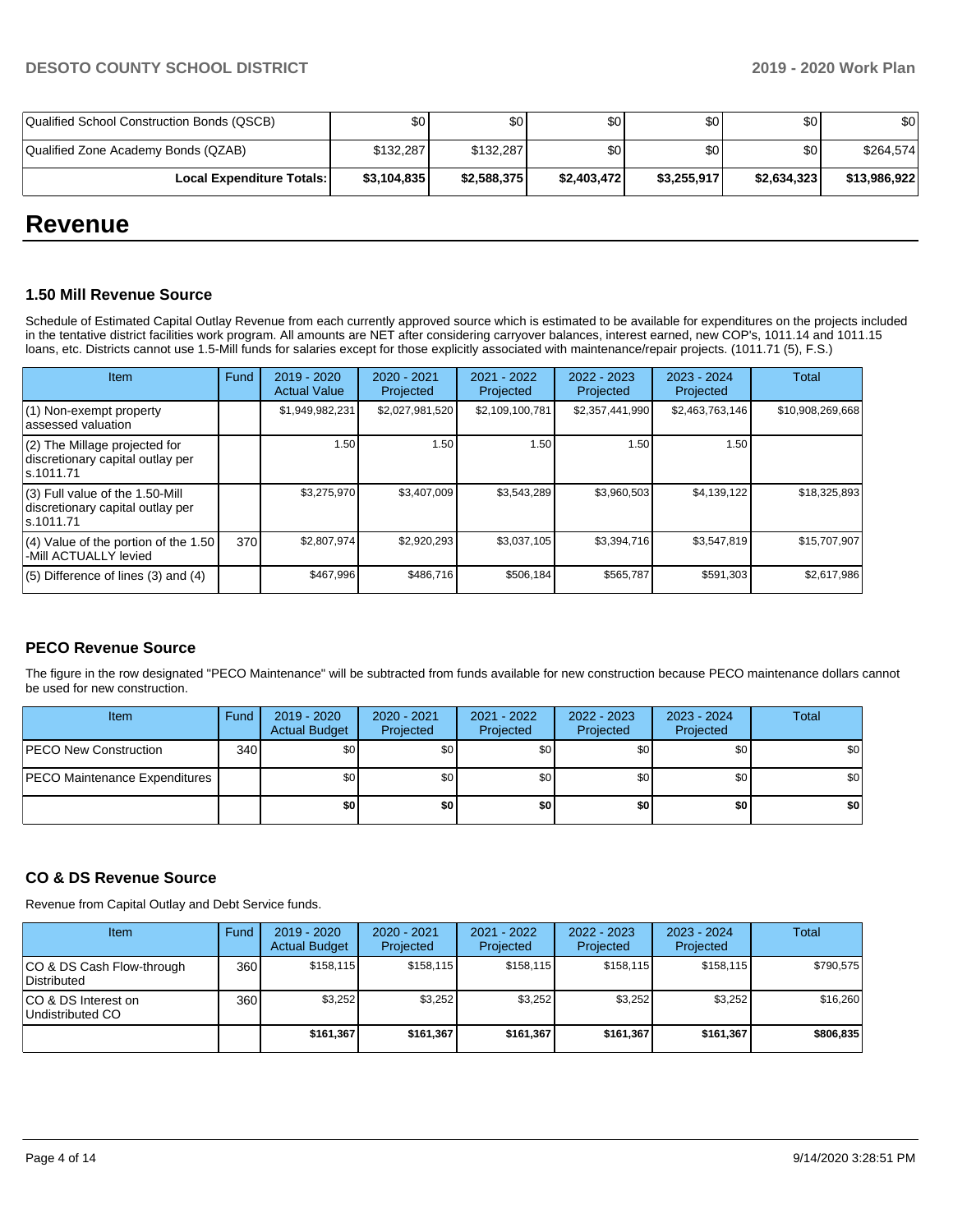| Qualified School Construction Bonds (QSCB) | $0 | $0 | $0 | $0 | $0 | $0 |
|---|---|---|---|---|---|---|
| Qualified Zone Academy Bonds (QZAB) | $132,287 | $132,287 | $0 | $0 | $0 | $264,574 |
| **Local Expenditure Totals:** | **$3,104,835** | **$2,588,375** | **$2,403,472** | **$3,255,917** | **$2,634,323** | **$13,986,922** |

# Revenue

### 1.50 Mill Revenue Source

Schedule of Estimated Capital Outlay Revenue from each currently approved source which is estimated to be available for expenditures on the projects included in the tentative district facilities work program. All amounts are NET after considering carryover balances, interest earned, new COP's, 1011.14 and 1011.15 loans, etc. Districts cannot use 1.5-Mill funds for salaries except for those explicitly associated with maintenance/repair projects. (1011.71 (5), F.S.)

| Item | Fund | 2019 - 2020 Actual Value | 2020 - 2021 Projected | 2021 - 2022 Projected | 2022 - 2023 Projected | 2023 - 2024 Projected | Total |
|---|---|---|---|---|---|---|---|
| (1) Non-exempt property assessed valuation | | $1,949,982,231 | $2,027,981,520 | $2,109,100,781 | $2,357,441,990 | $2,463,763,146 | $10,908,269,668 |
| (2) The Millage projected for discretionary capital outlay per s.1011.71 | | 1.50 | 1.50 | 1.50 | 1.50 | 1.50 | |
| (3) Full value of the 1.50-Mill discretionary capital outlay per s.1011.71 | | $3,275,970 | $3,407,009 | $3,543,289 | $3,960,503 | $4,139,122 | $18,325,893 |
| (4) Value of the portion of the 1.50 -Mill ACTUALLY levied | 370 | $2,807,974 | $2,920,293 | $3,037,105 | $3,394,716 | $3,547,819 | $15,707,907 |
| (5) Difference of lines (3) and (4) | | $467,996 | $486,716 | $506,184 | $565,787 | $591,303 | $2,617,986 |

### PECO Revenue Source

The figure in the row designated "PECO Maintenance" will be subtracted from funds available for new construction because PECO maintenance dollars cannot be used for new construction.

| Item | Fund | 2019 - 2020 Actual Budget | 2020 - 2021 Projected | 2021 - 2022 Projected | 2022 - 2023 Projected | 2023 - 2024 Projected | Total |
|---|---|---|---|---|---|---|---|
| PECO New Construction | 340 | $0 | $0 | $0 | $0 | $0 | $0 |
| PECO Maintenance Expenditures | | $0 | $0 | $0 | $0 | $0 | $0 |
| | | **$0** | **$0** | **$0** | **$0** | **$0** | **$0** |

### CO & DS Revenue Source

Revenue from Capital Outlay and Debt Service funds.

| Item | Fund | 2019 - 2020 Actual Budget | 2020 - 2021 Projected | 2021 - 2022 Projected | 2022 - 2023 Projected | 2023 - 2024 Projected | Total |
|---|---|---|---|---|---|---|---|
| CO & DS Cash Flow-through Distributed | 360 | $158,115 | $158,115 | $158,115 | $158,115 | $158,115 | $790,575 |
| CO & DS Interest on Undistributed CO | 360 | $3,252 | $3,252 | $3,252 | $3,252 | $3,252 | $16,260 |
| | | **$161,367** | **$161,367** | **$161,367** | **$161,367** | **$161,367** | **$806,835** |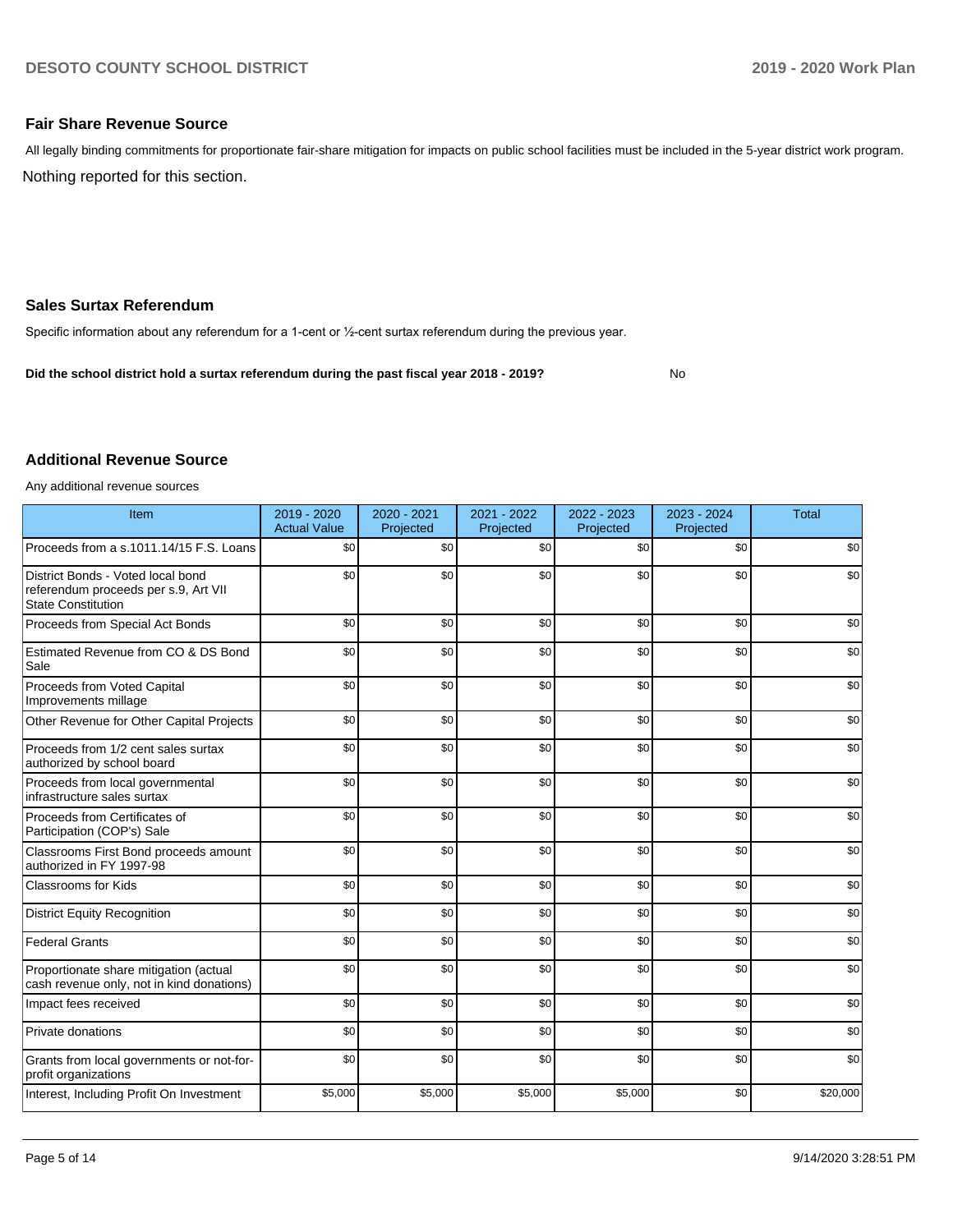## Fair Share Revenue Source

All legally binding commitments for proportionate fair-share mitigation for impacts on public school facilities must be included in the 5-year district work program.

Nothing reported for this section.

## Sales Surtax Referendum

Specific information about any referendum for a 1-cent or ½-cent surtax referendum during the previous year.

**Did the school district hold a surtax referendum during the past fiscal year 2018 - 2019?** No

## Additional Revenue Source

Any additional revenue sources

| Item | 2019 - 2020 Actual Value | 2020 - 2021 Projected | 2021 - 2022 Projected | 2022 - 2023 Projected | 2023 - 2024 Projected | Total |
|---|---|---|---|---|---|---|
| Proceeds from a s.1011.14/15 F.S. Loans | $0 | $0 | $0 | $0 | $0 | $0 |
| District Bonds - Voted local bond referendum proceeds per s.9, Art VII State Constitution | $0 | $0 | $0 | $0 | $0 | $0 |
| Proceeds from Special Act Bonds | $0 | $0 | $0 | $0 | $0 | $0 |
| Estimated Revenue from CO & DS Bond Sale | $0 | $0 | $0 | $0 | $0 | $0 |
| Proceeds from Voted Capital Improvements millage | $0 | $0 | $0 | $0 | $0 | $0 |
| Other Revenue for Other Capital Projects | $0 | $0 | $0 | $0 | $0 | $0 |
| Proceeds from 1/2 cent sales surtax authorized by school board | $0 | $0 | $0 | $0 | $0 | $0 |
| Proceeds from local governmental infrastructure sales surtax | $0 | $0 | $0 | $0 | $0 | $0 |
| Proceeds from Certificates of Participation (COP's) Sale | $0 | $0 | $0 | $0 | $0 | $0 |
| Classrooms First Bond proceeds amount authorized in FY 1997-98 | $0 | $0 | $0 | $0 | $0 | $0 |
| Classrooms for Kids | $0 | $0 | $0 | $0 | $0 | $0 |
| District Equity Recognition | $0 | $0 | $0 | $0 | $0 | $0 |
| Federal Grants | $0 | $0 | $0 | $0 | $0 | $0 |
| Proportionate share mitigation (actual cash revenue only, not in kind donations) | $0 | $0 | $0 | $0 | $0 | $0 |
| Impact fees received | $0 | $0 | $0 | $0 | $0 | $0 |
| Private donations | $0 | $0 | $0 | $0 | $0 | $0 |
| Grants from local governments or not-for-profit organizations | $0 | $0 | $0 | $0 | $0 | $0 |
| Interest, Including Profit On Investment | $5,000 | $5,000 | $5,000 | $5,000 | $0 | $20,000 |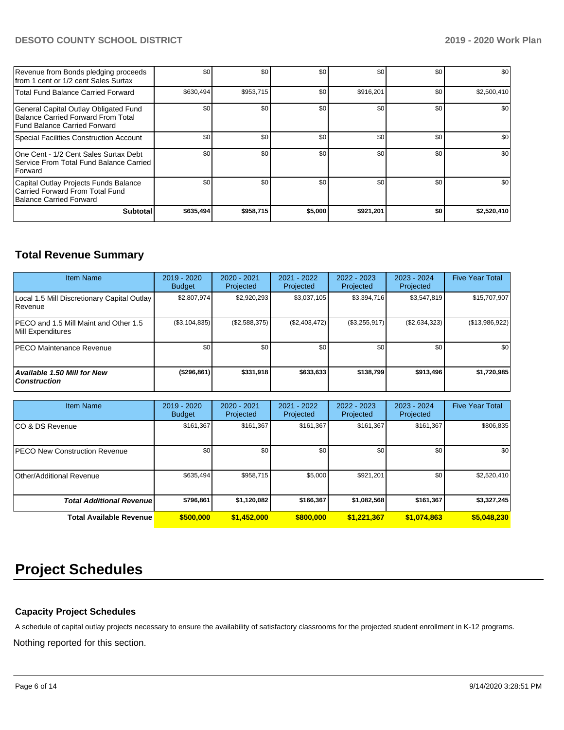| | | | | | | |
|---|---|---|---|---|---|---|
| Revenue from Bonds pledging proceeds from 1 cent or 1/2 cent Sales Surtax | $0 | $0 | $0 | $0 | $0 | $0 |
| Total Fund Balance Carried Forward | $630,494 | $953,715 | $0 | $916,201 | $0 | $2,500,410 |
| General Capital Outlay Obligated Fund Balance Carried Forward From Total Fund Balance Carried Forward | $0 | $0 | $0 | $0 | $0 | $0 |
| Special Facilities Construction Account | $0 | $0 | $0 | $0 | $0 | $0 |
| One Cent - 1/2 Cent Sales Surtax Debt Service From Total Fund Balance Carried Forward | $0 | $0 | $0 | $0 | $0 | $0 |
| Capital Outlay Projects Funds Balance Carried Forward From Total Fund Balance Carried Forward | $0 | $0 | $0 | $0 | $0 | $0 |
| **Subtotal** | **$635,494** | **$958,715** | **$5,000** | **$921,201** | **$0** | **$2,520,410** |

## Total Revenue Summary

| Item Name | 2019 - 2020 Budget | 2020 - 2021 Projected | 2021 - 2022 Projected | 2022 - 2023 Projected | 2023 - 2024 Projected | Five Year Total |
|---|---|---|---|---|---|---|
| Local 1.5 Mill Discretionary Capital Outlay Revenue | $2,807,974 | $2,920,293 | $3,037,105 | $3,394,716 | $3,547,819 | $15,707,907 |
| PECO and 1.5 Mill Maint and Other 1.5 Mill Expenditures | ($3,104,835) | ($2,588,375) | ($2,403,472) | ($3,255,917) | ($2,634,323) | ($13,986,922) |
| PECO Maintenance Revenue | $0 | $0 | $0 | $0 | $0 | $0 |
| ***Available 1.50 Mill for New Construction*** | **($296,861)** | **$331,918** | **$633,633** | **$138,799** | **$913,496** | **$1,720,985** |

| Item Name | 2019 - 2020 Budget | 2020 - 2021 Projected | 2021 - 2022 Projected | 2022 - 2023 Projected | 2023 - 2024 Projected | Five Year Total |
|---|---|---|---|---|---|---|
| CO & DS Revenue | $161,367 | $161,367 | $161,367 | $161,367 | $161,367 | $806,835 |
| PECO New Construction Revenue | $0 | $0 | $0 | $0 | $0 | $0 |
| Other/Additional Revenue | $635,494 | $958,715 | $5,000 | $921,201 | $0 | $2,520,410 |
| ***Total Additional Revenue*** | **$796,861** | **$1,120,082** | **$166,367** | **$1,082,568** | **$161,367** | **$3,327,245** |
| **Total Available Revenue** | **$500,000** | **$1,452,000** | **$800,000** | **$1,221,367** | **$1,074,863** | **$5,048,230** |

# Project Schedules

### Capacity Project Schedules

A schedule of capital outlay projects necessary to ensure the availability of satisfactory classrooms for the projected student enrollment in K-12 programs.

Nothing reported for this section.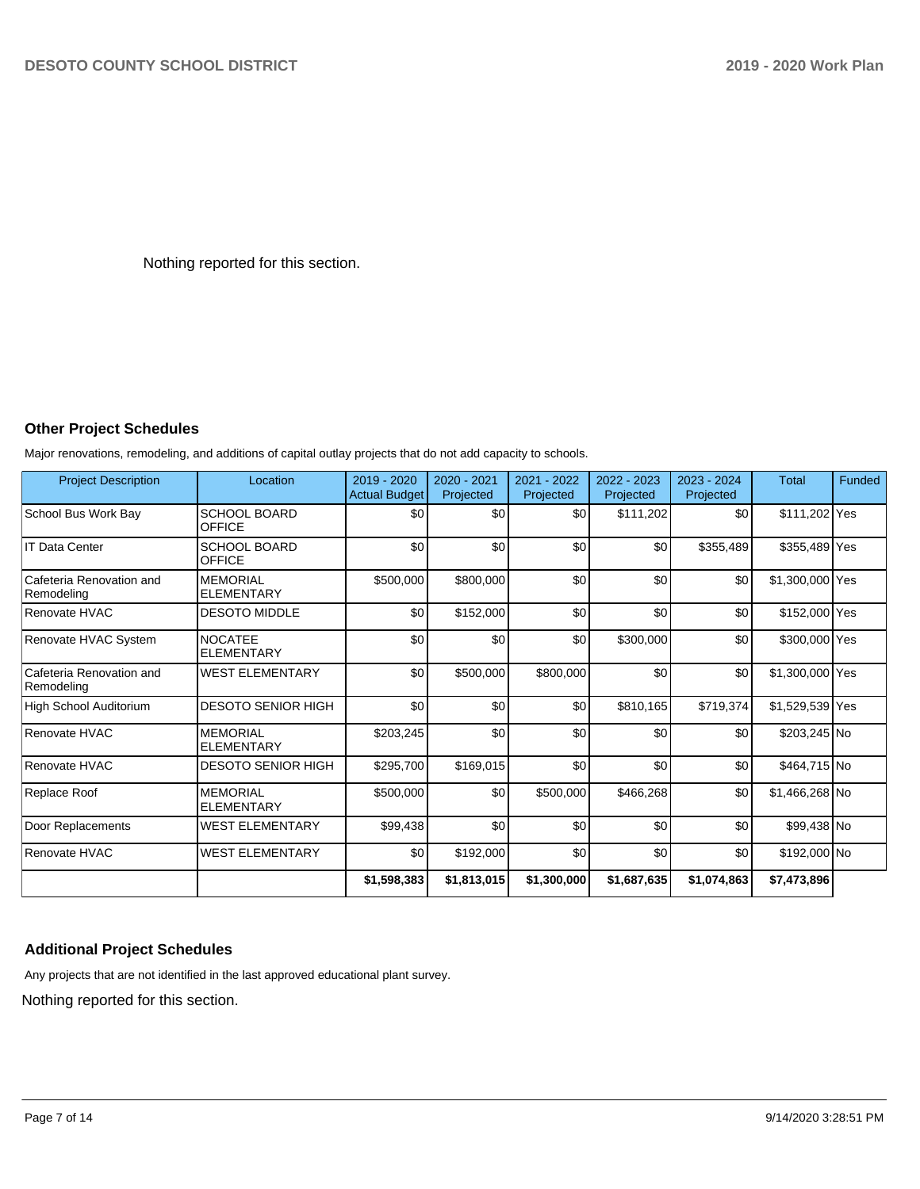Nothing reported for this section.

### Other Project Schedules

Major renovations, remodeling, and additions of capital outlay projects that do not add capacity to schools.

| Project Description | Location | 2019 - 2020 Actual Budget | 2020 - 2021 Projected | 2021 - 2022 Projected | 2022 - 2023 Projected | 2023 - 2024 Projected | Total | Funded |
|---|---|---|---|---|---|---|---|---|
| School Bus Work Bay | SCHOOL BOARD OFFICE | $0 | $0 | $0 | $111,202 | $0 | $111,202 | Yes |
| IT Data Center | SCHOOL BOARD OFFICE | $0 | $0 | $0 | $0 | $355,489 | $355,489 | Yes |
| Cafeteria Renovation and Remodeling | MEMORIAL ELEMENTARY | $500,000 | $800,000 | $0 | $0 | $0 | $1,300,000 | Yes |
| Renovate HVAC | DESOTO MIDDLE | $0 | $152,000 | $0 | $0 | $0 | $152,000 | Yes |
| Renovate HVAC System | NOCATEE ELEMENTARY | $0 | $0 | $0 | $300,000 | $0 | $300,000 | Yes |
| Cafeteria Renovation and Remodeling | WEST ELEMENTARY | $0 | $500,000 | $800,000 | $0 | $0 | $1,300,000 | Yes |
| High School Auditorium | DESOTO SENIOR HIGH | $0 | $0 | $0 | $810,165 | $719,374 | $1,529,539 | Yes |
| Renovate HVAC | MEMORIAL ELEMENTARY | $203,245 | $0 | $0 | $0 | $0 | $203,245 | No |
| Renovate HVAC | DESOTO SENIOR HIGH | $295,700 | $169,015 | $0 | $0 | $0 | $464,715 | No |
| Replace Roof | MEMORIAL ELEMENTARY | $500,000 | $0 | $500,000 | $466,268 | $0 | $1,466,268 | No |
| Door Replacements | WEST ELEMENTARY | $99,438 | $0 | $0 | $0 | $0 | $99,438 | No |
| Renovate HVAC | WEST ELEMENTARY | $0 | $192,000 | $0 | $0 | $0 | $192,000 | No |
| | | **$1,598,383** | **$1,813,015** | **$1,300,000** | **$1,687,635** | **$1,074,863** | **$7,473,896** | |

### Additional Project Schedules

Any projects that are not identified in the last approved educational plant survey.

Nothing reported for this section.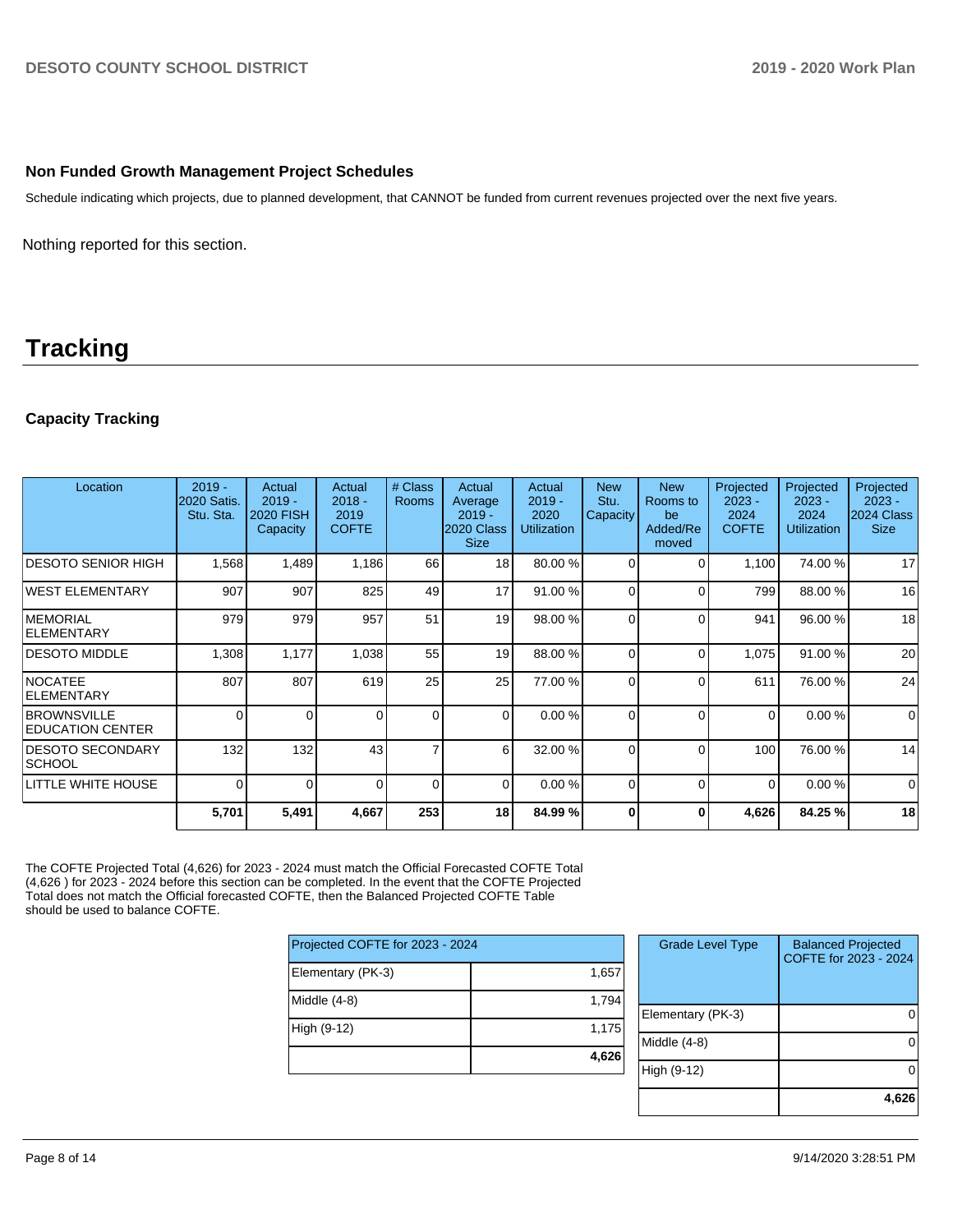### Non Funded Growth Management Project Schedules

Schedule indicating which projects, due to planned development, that CANNOT be funded from current revenues projected over the next five years.

Nothing reported for this section.

# Tracking

### Capacity Tracking

| Location | 2019 - 2020 Satis. Stu. Sta. | Actual 2019 - 2020 FISH Capacity | Actual 2018 - 2019 COFTE | # Class Rooms | Actual Average 2019 - 2020 Class Size | Actual 2019 - 2020 Utilization | New Stu. Capacity | New Rooms to be Added/Removed | Projected 2023 - 2024 COFTE | Projected 2023 - 2024 Utilization | Projected 2023 - 2024 Class Size |
|---|---|---|---|---|---|---|---|---|---|---|---|
| DESOTO SENIOR HIGH | 1,568 | 1,489 | 1,186 | 66 | 18 | 80.00 % | 0 | 0 | 1,100 | 74.00 % | 17 |
| WEST ELEMENTARY | 907 | 907 | 825 | 49 | 17 | 91.00 % | 0 | 0 | 799 | 88.00 % | 16 |
| MEMORIAL ELEMENTARY | 979 | 979 | 957 | 51 | 19 | 98.00 % | 0 | 0 | 941 | 96.00 % | 18 |
| DESOTO MIDDLE | 1,308 | 1,177 | 1,038 | 55 | 19 | 88.00 % | 0 | 0 | 1,075 | 91.00 % | 20 |
| NOCATEE ELEMENTARY | 807 | 807 | 619 | 25 | 25 | 77.00 % | 0 | 0 | 611 | 76.00 % | 24 |
| BROWNSVILLE EDUCATION CENTER | 0 | 0 | 0 | 0 | 0 | 0.00 % | 0 | 0 | 0 | 0.00 % | 0 |
| DESOTO SECONDARY SCHOOL | 132 | 132 | 43 | 7 | 6 | 32.00 % | 0 | 0 | 100 | 76.00 % | 14 |
| LITTLE WHITE HOUSE | 0 | 0 | 0 | 0 | 0 | 0.00 % | 0 | 0 | 0 | 0.00 % | 0 |
| | **5,701** | **5,491** | **4,667** | **253** | **18** | **84.99 %** | **0** | **0** | **4,626** | **84.25 %** | **18** |

The COFTE Projected Total (4,626) for 2023 - 2024 must match the Official Forecasted COFTE Total (4,626 ) for 2023 - 2024 before this section can be completed. In the event that the COFTE Projected Total does not match the Official forecasted COFTE, then the Balanced Projected COFTE Table should be used to balance COFTE.

| Projected COFTE for 2023 - 2024 | |
|---|---|
| Elementary (PK-3) | 1,657 |
| Middle (4-8) | 1,794 |
| High (9-12) | 1,175 |
| | **4,626** |

| Grade Level Type | Balanced Projected COFTE for 2023 - 2024 |
|---|---|
| Elementary (PK-3) | 0 |
| Middle (4-8) | 0 |
| High (9-12) | 0 |
| | **4,626** |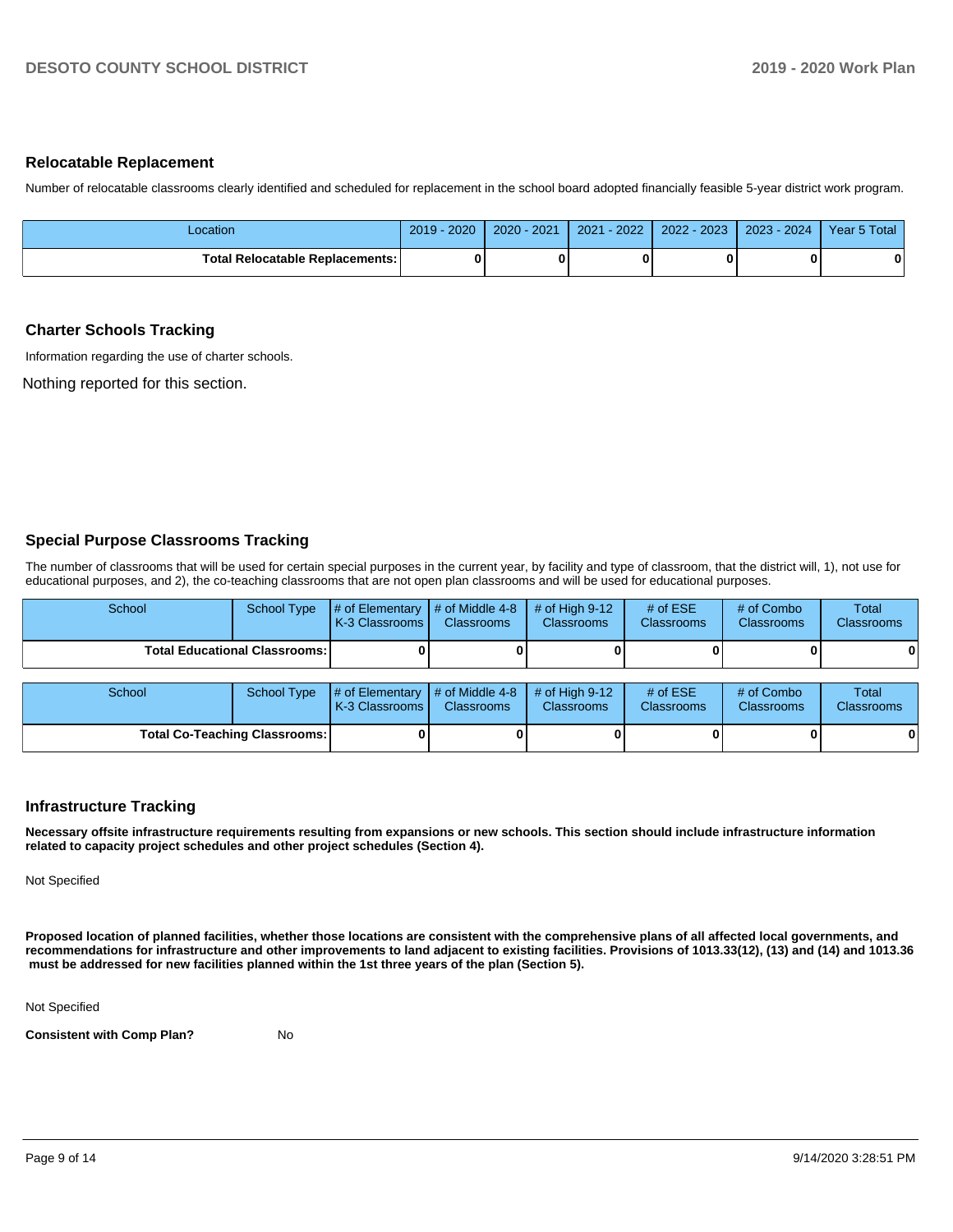## Relocatable Replacement

Number of relocatable classrooms clearly identified and scheduled for replacement in the school board adopted financially feasible 5-year district work program.

| Location | 2019 - 2020 | 2020 - 2021 | 2021 - 2022 | 2022 - 2023 | 2023 - 2024 | Year 5 Total |
|---|---|---|---|---|---|---|
| **Total Relocatable Replacements:** | **0** | **0** | **0** | **0** | **0** | **0** |

## Charter Schools Tracking

Information regarding the use of charter schools.

Nothing reported for this section.

## Special Purpose Classrooms Tracking

The number of classrooms that will be used for certain special purposes in the current year, by facility and type of classroom, that the district will, 1), not use for educational purposes, and 2), the co-teaching classrooms that are not open plan classrooms and will be used for educational purposes.

| School | School Type | # of Elementary K-3 Classrooms | # of Middle 4-8 Classrooms | # of High 9-12 Classrooms | # of ESE Classrooms | # of Combo Classrooms | Total Classrooms |
|---|---|---|---|---|---|---|---|
| **Total Educational Classrooms:** | | **0** | **0** | **0** | **0** | **0** | **0** |

| School | School Type | # of Elementary K-3 Classrooms | # of Middle 4-8 Classrooms | # of High 9-12 Classrooms | # of ESE Classrooms | # of Combo Classrooms | Total Classrooms |
|---|---|---|---|---|---|---|---|
| **Total Co-Teaching Classrooms:** | | **0** | **0** | **0** | **0** | **0** | **0** |

## Infrastructure Tracking

**Necessary offsite infrastructure requirements resulting from expansions or new schools. This section should include infrastructure information related to capacity project schedules and other project schedules (Section 4).**

Not Specified

**Proposed location of planned facilities, whether those locations are consistent with the comprehensive plans of all affected local governments, and recommendations for infrastructure and other improvements to land adjacent to existing facilities. Provisions of 1013.33(12), (13) and (14) and 1013.36 must be addressed for new facilities planned within the 1st three years of the plan (Section 5).**

Not Specified

**Consistent with Comp Plan?** No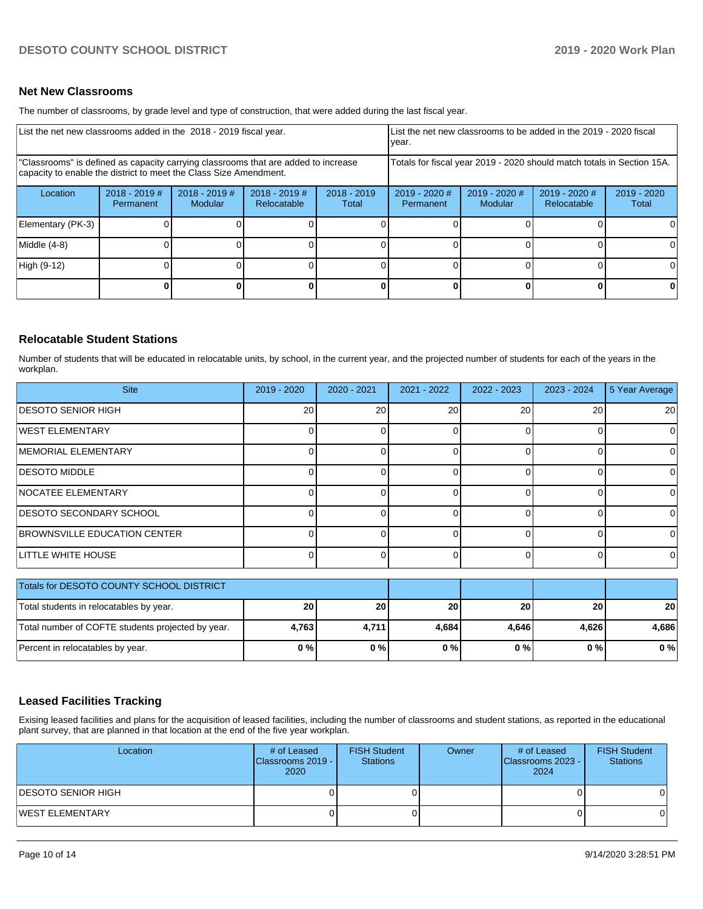## Net New Classrooms

The number of classrooms, by grade level and type of construction, that were added during the last fiscal year.

| List the net new classrooms added in the 2018 - 2019 fiscal year. | | | | | List the net new classrooms to be added in the 2019 - 2020 fiscal year. | | | |
|---|---|---|---|---|---|---|---|---|
| "Classrooms" is defined as capacity carrying classrooms that are added to increase capacity to enable the district to meet the Class Size Amendment. | | | | | Totals for fiscal year 2019 - 2020 should match totals in Section 15A. | | | |
| Location | 2018 - 2019 # Permanent | 2018 - 2019 # Modular | 2018 - 2019 # Relocatable | 2018 - 2019 Total | 2019 - 2020 # Permanent | 2019 - 2020 # Modular | 2019 - 2020 # Relocatable | 2019 - 2020 Total |
| Elementary (PK-3) | 0 | 0 | 0 | 0 | 0 | 0 | 0 | 0 |
| Middle (4-8) | 0 | 0 | 0 | 0 | 0 | 0 | 0 | 0 |
| High (9-12) | 0 | 0 | 0 | 0 | 0 | 0 | 0 | 0 |
| | **0** | **0** | **0** | **0** | **0** | **0** | **0** | **0** |

## Relocatable Student Stations

Number of students that will be educated in relocatable units, by school, in the current year, and the projected number of students for each of the years in the workplan.

| Site | 2019 - 2020 | 2020 - 2021 | 2021 - 2022 | 2022 - 2023 | 2023 - 2024 | 5 Year Average |
|---|---|---|---|---|---|---|
| DESOTO SENIOR HIGH | 20 | 20 | 20 | 20 | 20 | 20 |
| WEST ELEMENTARY | 0 | 0 | 0 | 0 | 0 | 0 |
| MEMORIAL ELEMENTARY | 0 | 0 | 0 | 0 | 0 | 0 |
| DESOTO MIDDLE | 0 | 0 | 0 | 0 | 0 | 0 |
| NOCATEE ELEMENTARY | 0 | 0 | 0 | 0 | 0 | 0 |
| DESOTO SECONDARY SCHOOL | 0 | 0 | 0 | 0 | 0 | 0 |
| BROWNSVILLE EDUCATION CENTER | 0 | 0 | 0 | 0 | 0 | 0 |
| LITTLE WHITE HOUSE | 0 | 0 | 0 | 0 | 0 | 0 |

| Totals for DESOTO COUNTY SCHOOL DISTRICT | | | | | | |
|---|---|---|---|---|---|---|
| Total students in relocatables by year. | **20** | **20** | **20** | **20** | **20** | **20** |
| Total number of COFTE students projected by year. | **4,763** | **4,711** | **4,684** | **4,646** | **4,626** | **4,686** |
| Percent in relocatables by year. | **0 %** | **0 %** | **0 %** | **0 %** | **0 %** | **0 %** |

## Leased Facilities Tracking

Exising leased facilities and plans for the acquisition of leased facilities, including the number of classrooms and student stations, as reported in the educational plant survey, that are planned in that location at the end of the five year workplan.

| Location | # of Leased Classrooms 2019 - 2020 | FISH Student Stations | Owner | # of Leased Classrooms 2023 - 2024 | FISH Student Stations |
|---|---|---|---|---|---|
| DESOTO SENIOR HIGH | 0 | 0 | | 0 | 0 |
| WEST ELEMENTARY | 0 | 0 | | 0 | 0 |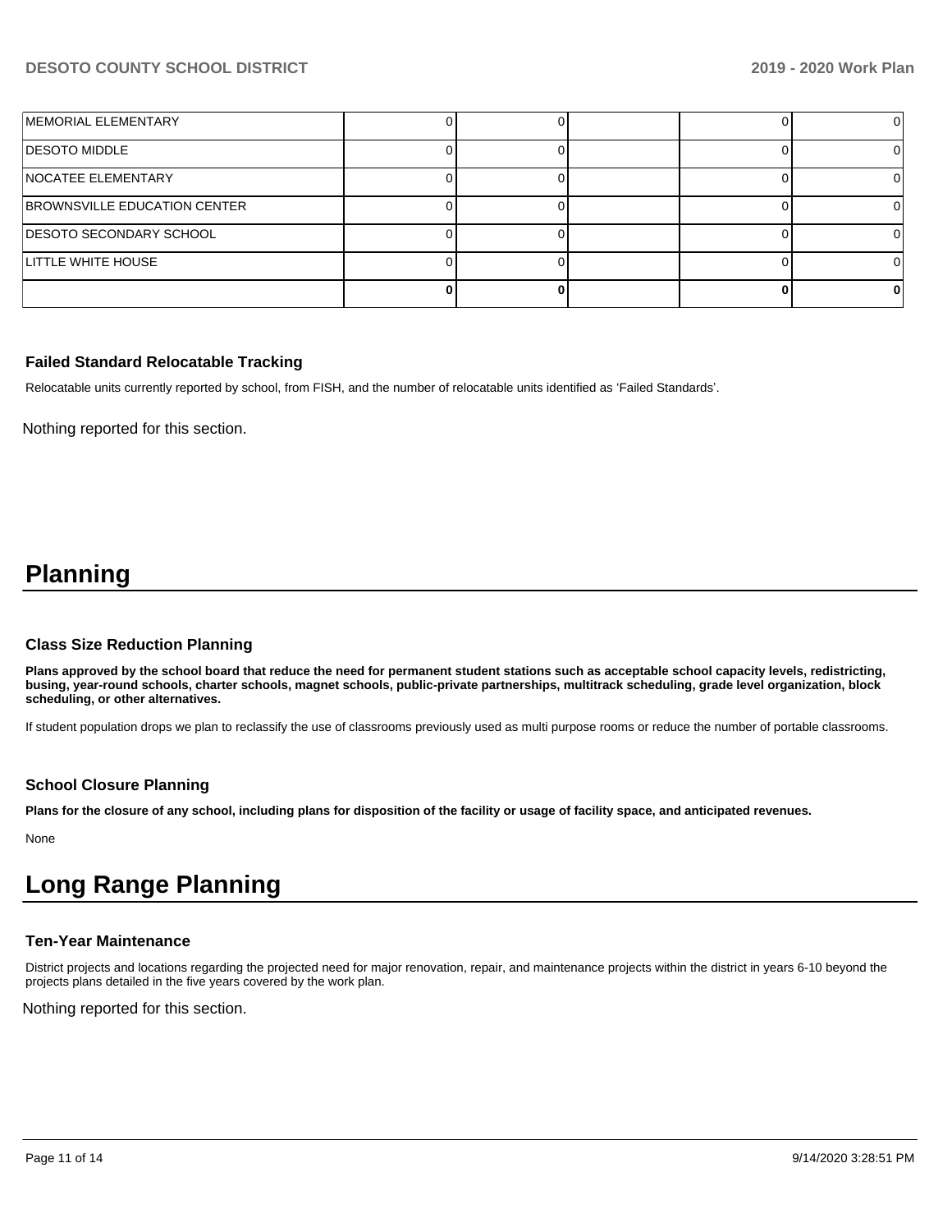| | | | | | |
|---|---|---|---|---|---|
| MEMORIAL ELEMENTARY | 0 | 0 | | 0 | 0 |
| DESOTO MIDDLE | 0 | 0 | | 0 | 0 |
| NOCATEE ELEMENTARY | 0 | 0 | | 0 | 0 |
| BROWNSVILLE EDUCATION CENTER | 0 | 0 | | 0 | 0 |
| DESOTO SECONDARY SCHOOL | 0 | 0 | | 0 | 0 |
| LITTLE WHITE HOUSE | 0 | 0 | | 0 | 0 |
| | **0** | **0** | | **0** | **0** |

### Failed Standard Relocatable Tracking

Relocatable units currently reported by school, from FISH, and the number of relocatable units identified as 'Failed Standards'.

Nothing reported for this section.

# Planning

### Class Size Reduction Planning

**Plans approved by the school board that reduce the need for permanent student stations such as acceptable school capacity levels, redistricting, busing, year-round schools, charter schools, magnet schools, public-private partnerships, multitrack scheduling, grade level organization, block scheduling, or other alternatives.**

If student population drops we plan to reclassify the use of classrooms previously used as multi purpose rooms or reduce the number of portable classrooms.

### School Closure Planning

**Plans for the closure of any school, including plans for disposition of the facility or usage of facility space, and anticipated revenues.**

None

# Long Range Planning

### Ten-Year Maintenance

District projects and locations regarding the projected need for major renovation, repair, and maintenance projects within the district in years 6-10 beyond the projects plans detailed in the five years covered by the work plan.

Nothing reported for this section.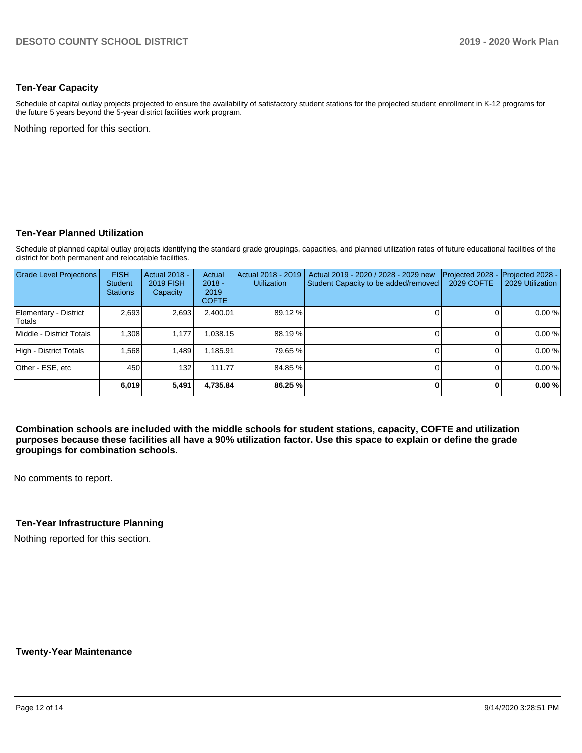## Ten-Year Capacity

Schedule of capital outlay projects projected to ensure the availability of satisfactory student stations for the projected student enrollment in K-12 programs for the future 5 years beyond the 5-year district facilities work program.

Nothing reported for this section.

## Ten-Year Planned Utilization

Schedule of planned capital outlay projects identifying the standard grade groupings, capacities, and planned utilization rates of future educational facilities of the district for both permanent and relocatable facilities.

| Grade Level Projections | FISH Student Stations | Actual 2018 - 2019 FISH Capacity | Actual 2018 - 2019 COFTE | Actual 2018 - 2019 Utilization | Actual 2019 - 2020 / 2028 - 2029 new Student Capacity to be added/removed | Projected 2028 - 2029 COFTE | Projected 2028 - 2029 Utilization |
|---|---|---|---|---|---|---|---|
| Elementary - District Totals | 2,693 | 2,693 | 2,400.01 | 89.12 % | 0 | 0 | 0.00 % |
| Middle - District Totals | 1,308 | 1,177 | 1,038.15 | 88.19 % | 0 | 0 | 0.00 % |
| High - District Totals | 1,568 | 1,489 | 1,185.91 | 79.65 % | 0 | 0 | 0.00 % |
| Other - ESE, etc | 450 | 132 | 111.77 | 84.85 % | 0 | 0 | 0.00 % |
| | **6,019** | **5,491** | **4,735.84** | **86.25 %** | **0** | **0** | **0.00 %** |

**Combination schools are included with the middle schools for student stations, capacity, COFTE and utilization purposes because these facilities all have a 90% utilization factor. Use this space to explain or define the grade groupings for combination schools.**

No comments to report.

## Ten-Year Infrastructure Planning

Nothing reported for this section.

## Twenty-Year Maintenance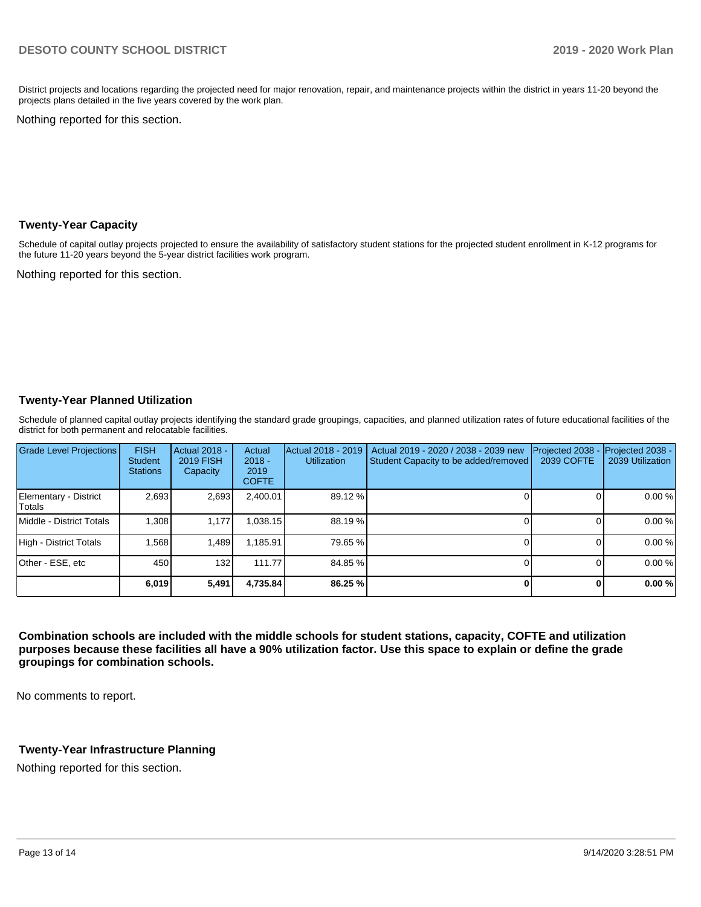District projects and locations regarding the projected need for major renovation, repair, and maintenance projects within the district in years 11-20 beyond the projects plans detailed in the five years covered by the work plan.

Nothing reported for this section.

## Twenty-Year Capacity

Schedule of capital outlay projects projected to ensure the availability of satisfactory student stations for the projected student enrollment in K-12 programs for the future 11-20 years beyond the 5-year district facilities work program.

Nothing reported for this section.

## Twenty-Year Planned Utilization

Schedule of planned capital outlay projects identifying the standard grade groupings, capacities, and planned utilization rates of future educational facilities of the district for both permanent and relocatable facilities.

| Grade Level Projections | FISH Student Stations | Actual 2018 - 2019 FISH Capacity | Actual 2018 - 2019 COFTE | Actual 2018 - 2019 Utilization | Actual 2019 - 2020 / 2038 - 2039 new Student Capacity to be added/removed | Projected 2038 - 2039 COFTE | Projected 2038 - 2039 Utilization |
|---|---|---|---|---|---|---|---|
| Elementary - District Totals | 2,693 | 2,693 | 2,400.01 | 89.12 % | 0 | 0 | 0.00 % |
| Middle - District Totals | 1,308 | 1,177 | 1,038.15 | 88.19 % | 0 | 0 | 0.00 % |
| High - District Totals | 1,568 | 1,489 | 1,185.91 | 79.65 % | 0 | 0 | 0.00 % |
| Other - ESE, etc | 450 | 132 | 111.77 | 84.85 % | 0 | 0 | 0.00 % |
| | **6,019** | **5,491** | **4,735.84** | **86.25 %** | **0** | **0** | **0.00 %** |

**Combination schools are included with the middle schools for student stations, capacity, COFTE and utilization purposes because these facilities all have a 90% utilization factor. Use this space to explain or define the grade groupings for combination schools.**

No comments to report.

## Twenty-Year Infrastructure Planning

Nothing reported for this section.